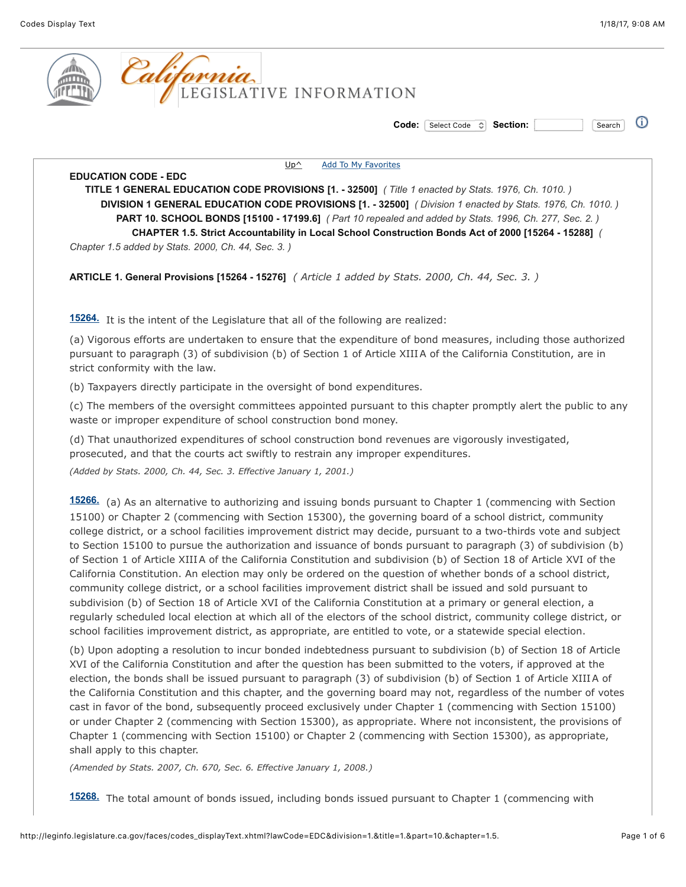# California LEGISLATIVE INFORMATION

Code: Select Code Section: Search

Up^ Add To My Favorites

**EDUCATION CODE - EDC**

**TITLE 1 GENERAL EDUCATION CODE PROVISIONS [1. - 32500]** *( Title 1 enacted by Stats. 1976, Ch. 1010. )*

**DIVISION 1 GENERAL EDUCATION CODE PROVISIONS [1. - 32500]** *( Division 1 enacted by Stats. 1976, Ch. 1010. )*

**PART 10. SCHOOL BONDS [15100 - 17199.6]** *( Part 10 repealed and added by Stats. 1996, Ch. 277, Sec. 2. )*

**CHAPTER 1.5. Strict Accountability in Local School Construction Bonds Act of 2000 [15264 - 15288]** *( Chapter 1.5 added by Stats. 2000, Ch. 44, Sec. 3. )*

**ARTICLE 1. General Provisions [15264 - 15276]** *( Article 1 added by Stats. 2000, Ch. 44, Sec. 3. )*

**15264.** It is the intent of the Legislature that all of the following are realized:

(a) Vigorous efforts are undertaken to ensure that the expenditure of bond measures, including those authorized pursuant to paragraph (3) of subdivision (b) of Section 1 of Article XIII A of the California Constitution, are in strict conformity with the law.

(b) Taxpayers directly participate in the oversight of bond expenditures.

(c) The members of the oversight committees appointed pursuant to this chapter promptly alert the public to any waste or improper expenditure of school construction bond money.

(d) That unauthorized expenditures of school construction bond revenues are vigorously investigated, prosecuted, and that the courts act swiftly to restrain any improper expenditures.

*(Added by Stats. 2000, Ch. 44, Sec. 3. Effective January 1, 2001.)*

**15266.** (a) As an alternative to authorizing and issuing bonds pursuant to Chapter 1 (commencing with Section 15100) or Chapter 2 (commencing with Section 15300), the governing board of a school district, community college district, or a school facilities improvement district may decide, pursuant to a two-thirds vote and subject to Section 15100 to pursue the authorization and issuance of bonds pursuant to paragraph (3) of subdivision (b) of Section 1 of Article XIII A of the California Constitution and subdivision (b) of Section 18 of Article XVI of the California Constitution. An election may only be ordered on the question of whether bonds of a school district, community college district, or a school facilities improvement district shall be issued and sold pursuant to subdivision (b) of Section 18 of Article XVI of the California Constitution at a primary or general election, a regularly scheduled local election at which all of the electors of the school district, community college district, or school facilities improvement district, as appropriate, are entitled to vote, or a statewide special election.

(b) Upon adopting a resolution to incur bonded indebtedness pursuant to subdivision (b) of Section 18 of Article XVI of the California Constitution and after the question has been submitted to the voters, if approved at the election, the bonds shall be issued pursuant to paragraph (3) of subdivision (b) of Section 1 of Article XIII A of the California Constitution and this chapter, and the governing board may not, regardless of the number of votes cast in favor of the bond, subsequently proceed exclusively under Chapter 1 (commencing with Section 15100) or under Chapter 2 (commencing with Section 15300), as appropriate. Where not inconsistent, the provisions of Chapter 1 (commencing with Section 15100) or Chapter 2 (commencing with Section 15300), as appropriate, shall apply to this chapter.

*(Amended by Stats. 2007, Ch. 670, Sec. 6. Effective January 1, 2008.)*

**15268.** The total amount of bonds issued, including bonds issued pursuant to Chapter 1 (commencing with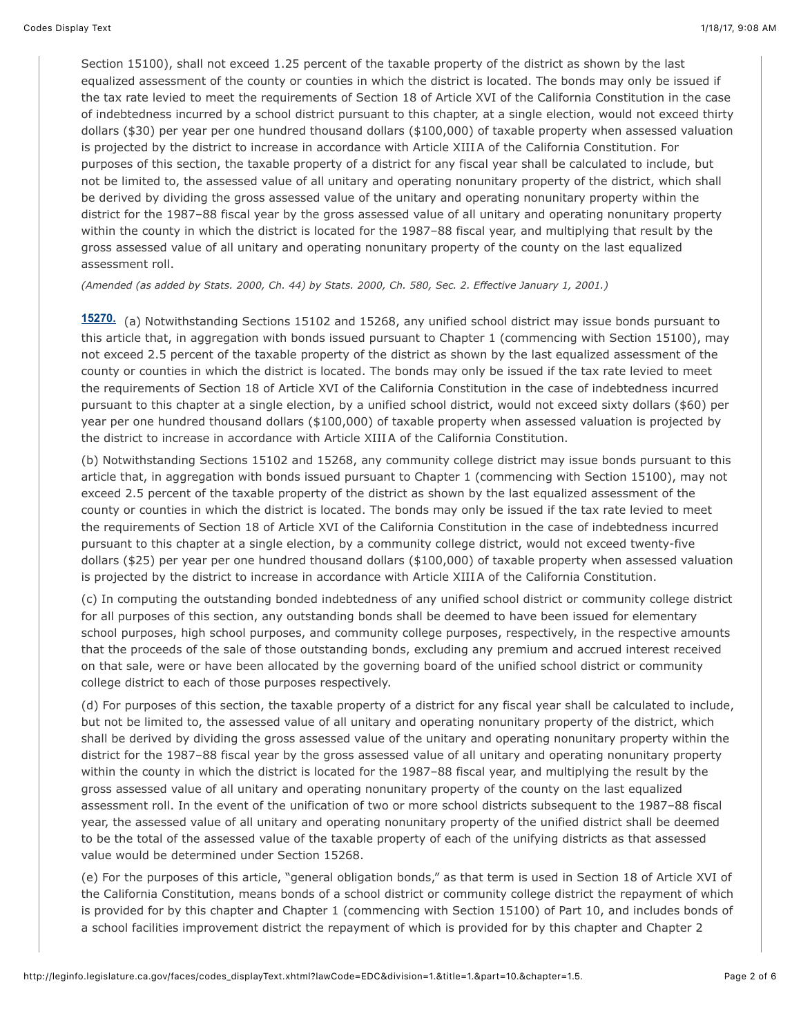Section 15100), shall not exceed 1.25 percent of the taxable property of the district as shown by the last equalized assessment of the county or counties in which the district is located. The bonds may only be issued if the tax rate levied to meet the requirements of Section 18 of Article XVI of the California Constitution in the case of indebtedness incurred by a school district pursuant to this chapter, at a single election, would not exceed thirty dollars ($30) per year per one hundred thousand dollars ($100,000) of taxable property when assessed valuation is projected by the district to increase in accordance with Article XIII A of the California Constitution. For purposes of this section, the taxable property of a district for any fiscal year shall be calculated to include, but not be limited to, the assessed value of all unitary and operating nonunitary property of the district, which shall be derived by dividing the gross assessed value of the unitary and operating nonunitary property within the district for the 1987–88 fiscal year by the gross assessed value of all unitary and operating nonunitary property within the county in which the district is located for the 1987–88 fiscal year, and multiplying that result by the gross assessed value of all unitary and operating nonunitary property of the county on the last equalized assessment roll.

*(Amended (as added by Stats. 2000, Ch. 44) by Stats. 2000, Ch. 580, Sec. 2. Effective January 1, 2001.)*

**15270.** (a) Notwithstanding Sections 15102 and 15268, any unified school district may issue bonds pursuant to this article that, in aggregation with bonds issued pursuant to Chapter 1 (commencing with Section 15100), may not exceed 2.5 percent of the taxable property of the district as shown by the last equalized assessment of the county or counties in which the district is located. The bonds may only be issued if the tax rate levied to meet the requirements of Section 18 of Article XVI of the California Constitution in the case of indebtedness incurred pursuant to this chapter at a single election, by a unified school district, would not exceed sixty dollars ($60) per year per one hundred thousand dollars ($100,000) of taxable property when assessed valuation is projected by the district to increase in accordance with Article XIII A of the California Constitution.

(b) Notwithstanding Sections 15102 and 15268, any community college district may issue bonds pursuant to this article that, in aggregation with bonds issued pursuant to Chapter 1 (commencing with Section 15100), may not exceed 2.5 percent of the taxable property of the district as shown by the last equalized assessment of the county or counties in which the district is located. The bonds may only be issued if the tax rate levied to meet the requirements of Section 18 of Article XVI of the California Constitution in the case of indebtedness incurred pursuant to this chapter at a single election, by a community college district, would not exceed twenty-five dollars ($25) per year per one hundred thousand dollars ($100,000) of taxable property when assessed valuation is projected by the district to increase in accordance with Article XIII A of the California Constitution.

(c) In computing the outstanding bonded indebtedness of any unified school district or community college district for all purposes of this section, any outstanding bonds shall be deemed to have been issued for elementary school purposes, high school purposes, and community college purposes, respectively, in the respective amounts that the proceeds of the sale of those outstanding bonds, excluding any premium and accrued interest received on that sale, were or have been allocated by the governing board of the unified school district or community college district to each of those purposes respectively.

(d) For purposes of this section, the taxable property of a district for any fiscal year shall be calculated to include, but not be limited to, the assessed value of all unitary and operating nonunitary property of the district, which shall be derived by dividing the gross assessed value of the unitary and operating nonunitary property within the district for the 1987–88 fiscal year by the gross assessed value of all unitary and operating nonunitary property within the county in which the district is located for the 1987–88 fiscal year, and multiplying the result by the gross assessed value of all unitary and operating nonunitary property of the county on the last equalized assessment roll. In the event of the unification of two or more school districts subsequent to the 1987–88 fiscal year, the assessed value of all unitary and operating nonunitary property of the unified district shall be deemed to be the total of the assessed value of the taxable property of each of the unifying districts as that assessed value would be determined under Section 15268.

(e) For the purposes of this article, "general obligation bonds," as that term is used in Section 18 of Article XVI of the California Constitution, means bonds of a school district or community college district the repayment of which is provided for by this chapter and Chapter 1 (commencing with Section 15100) of Part 10, and includes bonds of a school facilities improvement district the repayment of which is provided for by this chapter and Chapter 2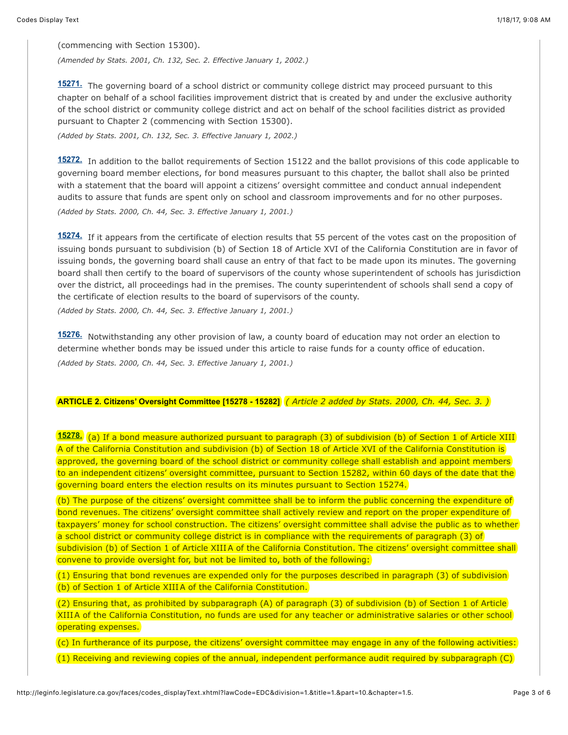(commencing with Section 15300).

*(Amended by Stats. 2001, Ch. 132, Sec. 2. Effective January 1, 2002.)*

**15271.** The governing board of a school district or community college district may proceed pursuant to this chapter on behalf of a school facilities improvement district that is created by and under the exclusive authority of the school district or community college district and act on behalf of the school facilities district as provided pursuant to Chapter 2 (commencing with Section 15300).

*(Added by Stats. 2001, Ch. 132, Sec. 3. Effective January 1, 2002.)*

**15272.** In addition to the ballot requirements of Section 15122 and the ballot provisions of this code applicable to governing board member elections, for bond measures pursuant to this chapter, the ballot shall also be printed with a statement that the board will appoint a citizens' oversight committee and conduct annual independent audits to assure that funds are spent only on school and classroom improvements and for no other purposes.

*(Added by Stats. 2000, Ch. 44, Sec. 3. Effective January 1, 2001.)*

**15274.** If it appears from the certificate of election results that 55 percent of the votes cast on the proposition of issuing bonds pursuant to subdivision (b) of Section 18 of Article XVI of the California Constitution are in favor of issuing bonds, the governing board shall cause an entry of that fact to be made upon its minutes. The governing board shall then certify to the board of supervisors of the county whose superintendent of schools has jurisdiction over the district, all proceedings had in the premises. The county superintendent of schools shall send a copy of the certificate of election results to the board of supervisors of the county.

*(Added by Stats. 2000, Ch. 44, Sec. 3. Effective January 1, 2001.)*

**15276.** Notwithstanding any other provision of law, a county board of education may not order an election to determine whether bonds may be issued under this article to raise funds for a county office of education.

*(Added by Stats. 2000, Ch. 44, Sec. 3. Effective January 1, 2001.)*

## ARTICLE 2. Citizens' Oversight Committee [15278 - 15282] *( Article 2 added by Stats. 2000, Ch. 44, Sec. 3. )*

**15278.** (a) If a bond measure authorized pursuant to paragraph (3) of subdivision (b) of Section 1 of Article XIII A of the California Constitution and subdivision (b) of Section 18 of Article XVI of the California Constitution is approved, the governing board of the school district or community college shall establish and appoint members to an independent citizens' oversight committee, pursuant to Section 15282, within 60 days of the date that the governing board enters the election results on its minutes pursuant to Section 15274.

(b) The purpose of the citizens' oversight committee shall be to inform the public concerning the expenditure of bond revenues. The citizens' oversight committee shall actively review and report on the proper expenditure of taxpayers' money for school construction. The citizens' oversight committee shall advise the public as to whether a school district or community college district is in compliance with the requirements of paragraph (3) of subdivision (b) of Section 1 of Article XIII A of the California Constitution. The citizens' oversight committee shall convene to provide oversight for, but not be limited to, both of the following:

(1) Ensuring that bond revenues are expended only for the purposes described in paragraph (3) of subdivision (b) of Section 1 of Article XIII A of the California Constitution.

(2) Ensuring that, as prohibited by subparagraph (A) of paragraph (3) of subdivision (b) of Section 1 of Article XIII A of the California Constitution, no funds are used for any teacher or administrative salaries or other school operating expenses.

(c) In furtherance of its purpose, the citizens' oversight committee may engage in any of the following activities:

(1) Receiving and reviewing copies of the annual, independent performance audit required by subparagraph (C)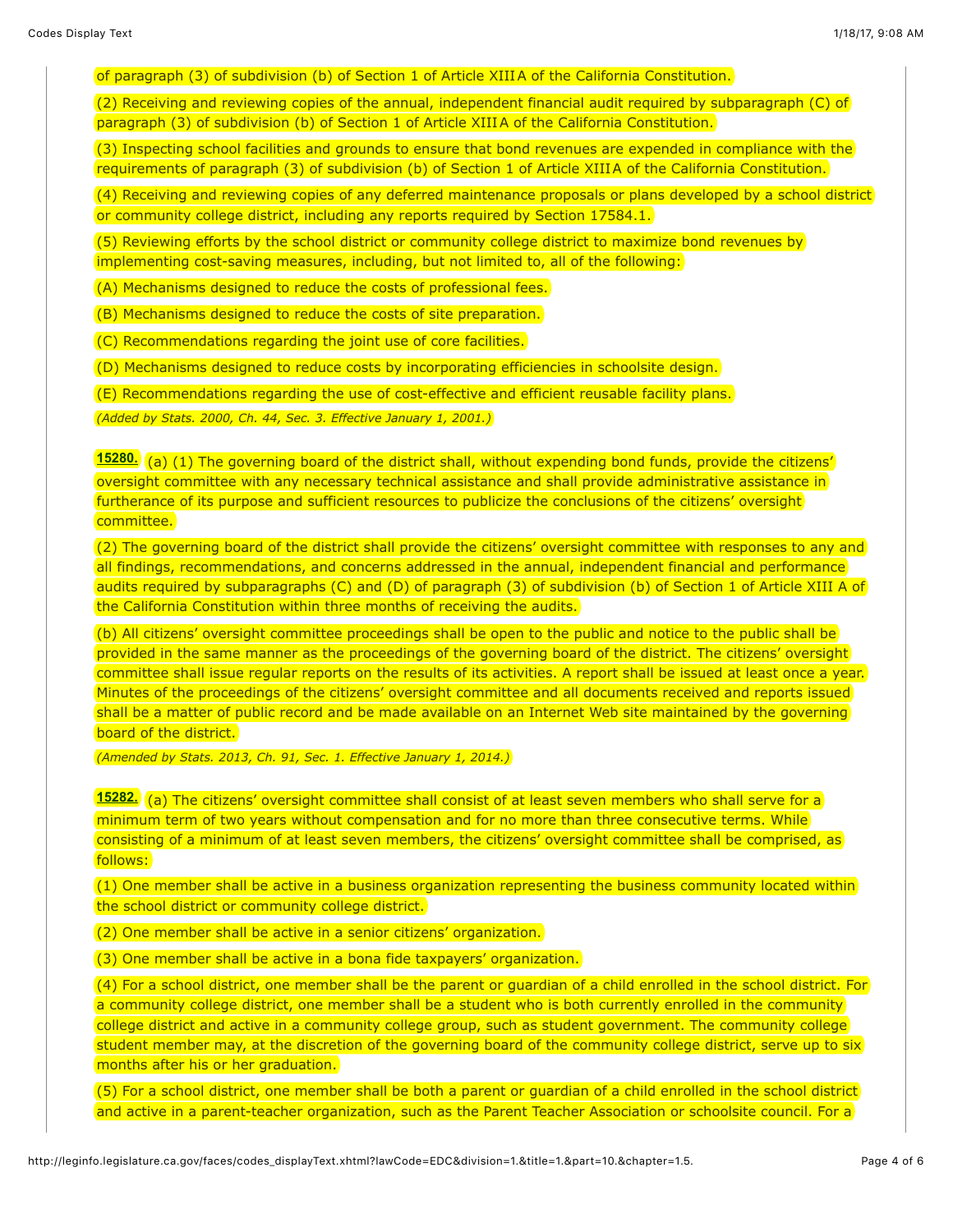of paragraph (3) of subdivision (b) of Section 1 of Article XIII A of the California Constitution.

(2) Receiving and reviewing copies of the annual, independent financial audit required by subparagraph (C) of paragraph (3) of subdivision (b) of Section 1 of Article XIII A of the California Constitution.

(3) Inspecting school facilities and grounds to ensure that bond revenues are expended in compliance with the requirements of paragraph (3) of subdivision (b) of Section 1 of Article XIII A of the California Constitution.

(4) Receiving and reviewing copies of any deferred maintenance proposals or plans developed by a school district or community college district, including any reports required by Section 17584.1.

(5) Reviewing efforts by the school district or community college district to maximize bond revenues by implementing cost-saving measures, including, but not limited to, all of the following:

(A) Mechanisms designed to reduce the costs of professional fees.

(B) Mechanisms designed to reduce the costs of site preparation.

(C) Recommendations regarding the joint use of core facilities.

(D) Mechanisms designed to reduce costs by incorporating efficiencies in schoolsite design.

(E) Recommendations regarding the use of cost-effective and efficient reusable facility plans.

*(Added by Stats. 2000, Ch. 44, Sec. 3. Effective January 1, 2001.)*

**15280.** (a) (1) The governing board of the district shall, without expending bond funds, provide the citizens' oversight committee with any necessary technical assistance and shall provide administrative assistance in furtherance of its purpose and sufficient resources to publicize the conclusions of the citizens' oversight committee.

(2) The governing board of the district shall provide the citizens' oversight committee with responses to any and all findings, recommendations, and concerns addressed in the annual, independent financial and performance audits required by subparagraphs (C) and (D) of paragraph (3) of subdivision (b) of Section 1 of Article XIII A of the California Constitution within three months of receiving the audits.

(b) All citizens' oversight committee proceedings shall be open to the public and notice to the public shall be provided in the same manner as the proceedings of the governing board of the district. The citizens' oversight committee shall issue regular reports on the results of its activities. A report shall be issued at least once a year. Minutes of the proceedings of the citizens' oversight committee and all documents received and reports issued shall be a matter of public record and be made available on an Internet Web site maintained by the governing board of the district.

*(Amended by Stats. 2013, Ch. 91, Sec. 1. Effective January 1, 2014.)*

**15282.** (a) The citizens' oversight committee shall consist of at least seven members who shall serve for a minimum term of two years without compensation and for no more than three consecutive terms. While consisting of a minimum of at least seven members, the citizens' oversight committee shall be comprised, as follows:

(1) One member shall be active in a business organization representing the business community located within the school district or community college district.

(2) One member shall be active in a senior citizens' organization.

(3) One member shall be active in a bona fide taxpayers' organization.

(4) For a school district, one member shall be the parent or guardian of a child enrolled in the school district. For a community college district, one member shall be a student who is both currently enrolled in the community college district and active in a community college group, such as student government. The community college student member may, at the discretion of the governing board of the community college district, serve up to six months after his or her graduation.

(5) For a school district, one member shall be both a parent or guardian of a child enrolled in the school district and active in a parent-teacher organization, such as the Parent Teacher Association or schoolsite council. For a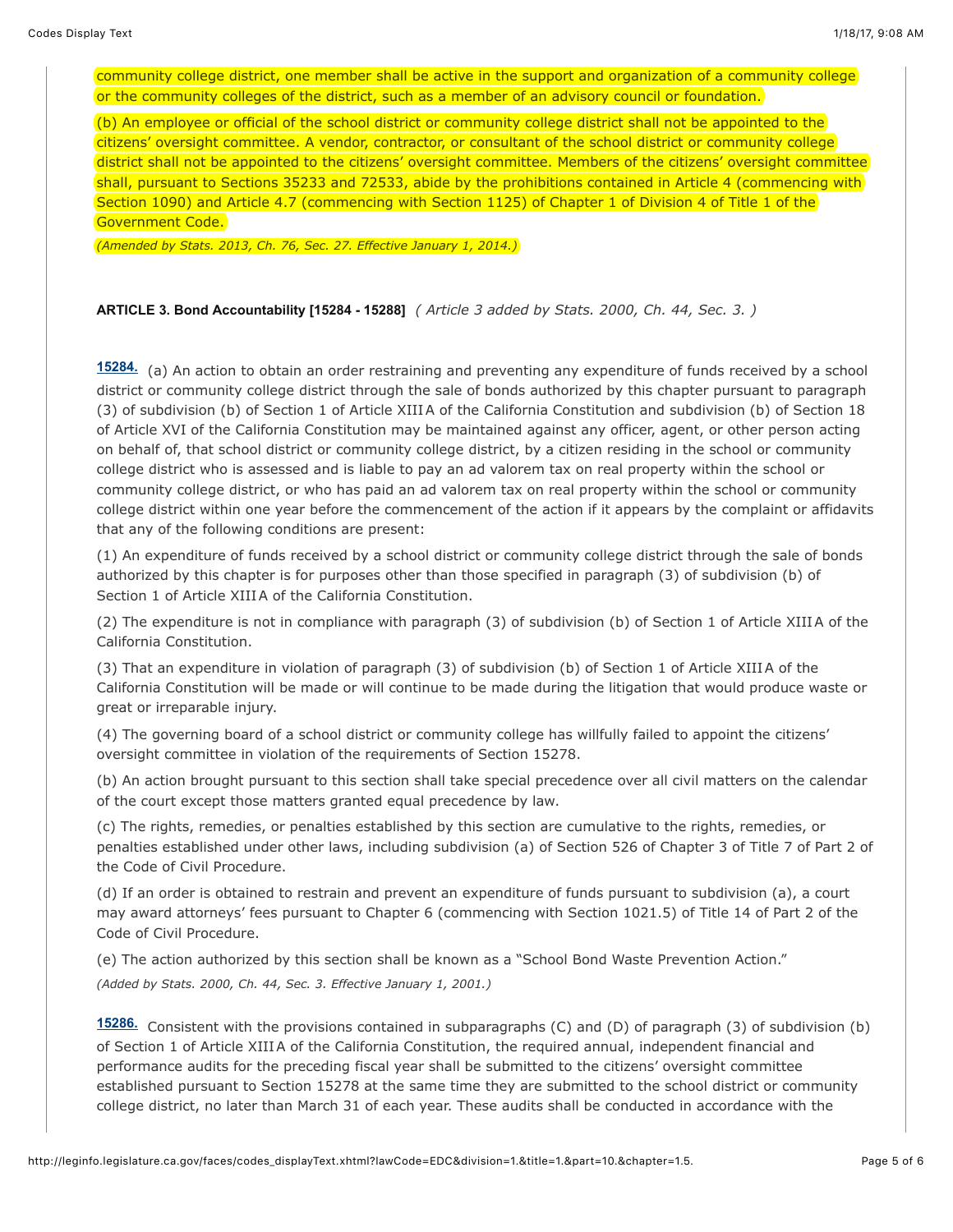community college district, one member shall be active in the support and organization of a community college or the community colleges of the district, such as a member of an advisory council or foundation.

(b) An employee or official of the school district or community college district shall not be appointed to the citizens' oversight committee. A vendor, contractor, or consultant of the school district or community college district shall not be appointed to the citizens' oversight committee. Members of the citizens' oversight committee shall, pursuant to Sections 35233 and 72533, abide by the prohibitions contained in Article 4 (commencing with Section 1090) and Article 4.7 (commencing with Section 1125) of Chapter 1 of Division 4 of Title 1 of the Government Code.

*(Amended by Stats. 2013, Ch. 76, Sec. 27. Effective January 1, 2014.)*

**ARTICLE 3. Bond Accountability [15284 - 15288]** *( Article 3 added by Stats. 2000, Ch. 44, Sec. 3. )*

**15284.** (a) An action to obtain an order restraining and preventing any expenditure of funds received by a school district or community college district through the sale of bonds authorized by this chapter pursuant to paragraph (3) of subdivision (b) of Section 1 of Article XIII A of the California Constitution and subdivision (b) of Section 18 of Article XVI of the California Constitution may be maintained against any officer, agent, or other person acting on behalf of, that school district or community college district, by a citizen residing in the school or community college district who is assessed and is liable to pay an ad valorem tax on real property within the school or community college district, or who has paid an ad valorem tax on real property within the school or community college district within one year before the commencement of the action if it appears by the complaint or affidavits that any of the following conditions are present:

(1) An expenditure of funds received by a school district or community college district through the sale of bonds authorized by this chapter is for purposes other than those specified in paragraph (3) of subdivision (b) of Section 1 of Article XIII A of the California Constitution.

(2) The expenditure is not in compliance with paragraph (3) of subdivision (b) of Section 1 of Article XIII A of the California Constitution.

(3) That an expenditure in violation of paragraph (3) of subdivision (b) of Section 1 of Article XIII A of the California Constitution will be made or will continue to be made during the litigation that would produce waste or great or irreparable injury.

(4) The governing board of a school district or community college has willfully failed to appoint the citizens' oversight committee in violation of the requirements of Section 15278.

(b) An action brought pursuant to this section shall take special precedence over all civil matters on the calendar of the court except those matters granted equal precedence by law.

(c) The rights, remedies, or penalties established by this section are cumulative to the rights, remedies, or penalties established under other laws, including subdivision (a) of Section 526 of Chapter 3 of Title 7 of Part 2 of the Code of Civil Procedure.

(d) If an order is obtained to restrain and prevent an expenditure of funds pursuant to subdivision (a), a court may award attorneys' fees pursuant to Chapter 6 (commencing with Section 1021.5) of Title 14 of Part 2 of the Code of Civil Procedure.

(e) The action authorized by this section shall be known as a "School Bond Waste Prevention Action."

*(Added by Stats. 2000, Ch. 44, Sec. 3. Effective January 1, 2001.)*

**15286.** Consistent with the provisions contained in subparagraphs (C) and (D) of paragraph (3) of subdivision (b) of Section 1 of Article XIII A of the California Constitution, the required annual, independent financial and performance audits for the preceding fiscal year shall be submitted to the citizens' oversight committee established pursuant to Section 15278 at the same time they are submitted to the school district or community college district, no later than March 31 of each year. These audits shall be conducted in accordance with the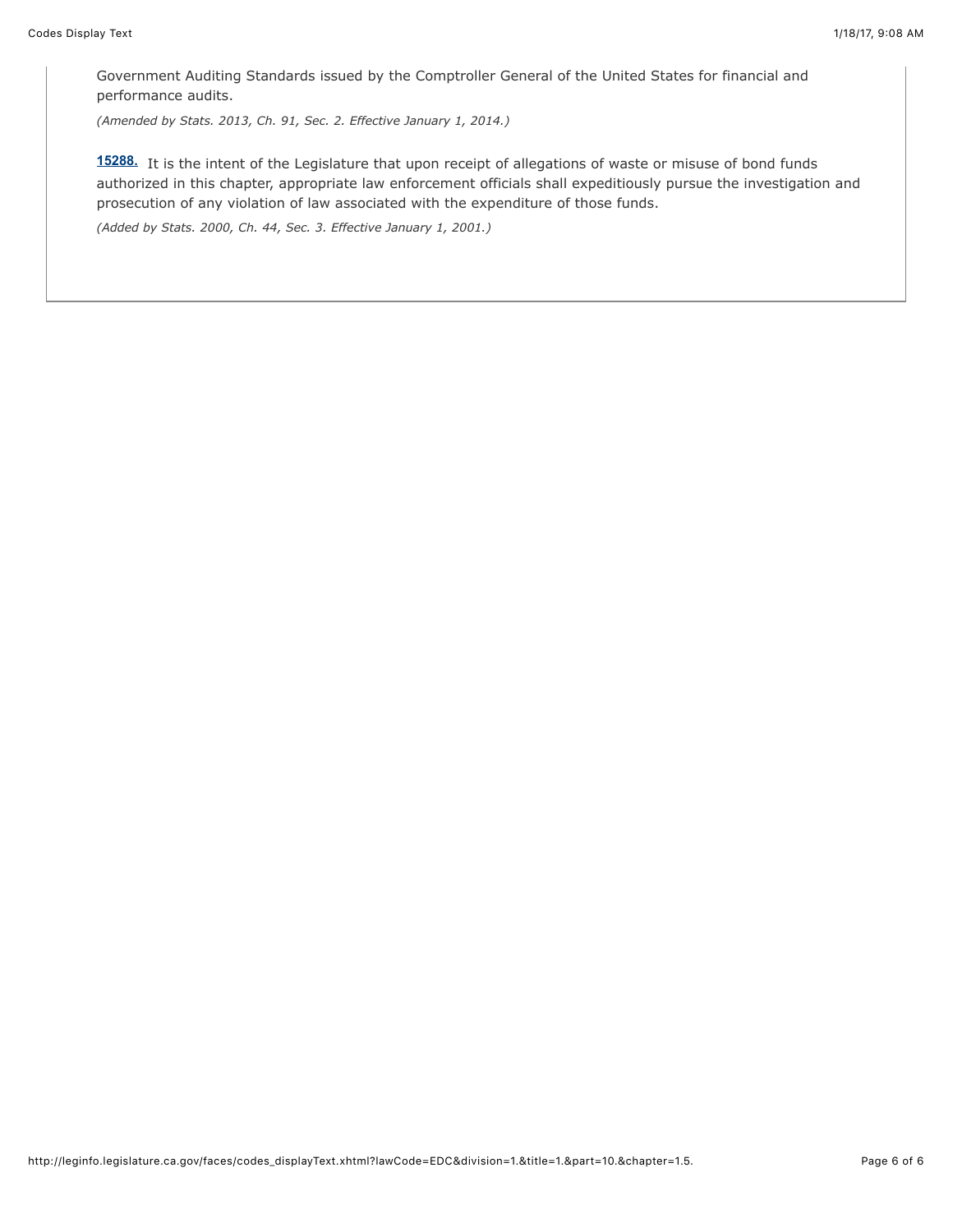Government Auditing Standards issued by the Comptroller General of the United States for financial and performance audits.

*(Amended by Stats. 2013, Ch. 91, Sec. 2. Effective January 1, 2014.)*

**15288.** It is the intent of the Legislature that upon receipt of allegations of waste or misuse of bond funds authorized in this chapter, appropriate law enforcement officials shall expeditiously pursue the investigation and prosecution of any violation of law associated with the expenditure of those funds.

*(Added by Stats. 2000, Ch. 44, Sec. 3. Effective January 1, 2001.)*